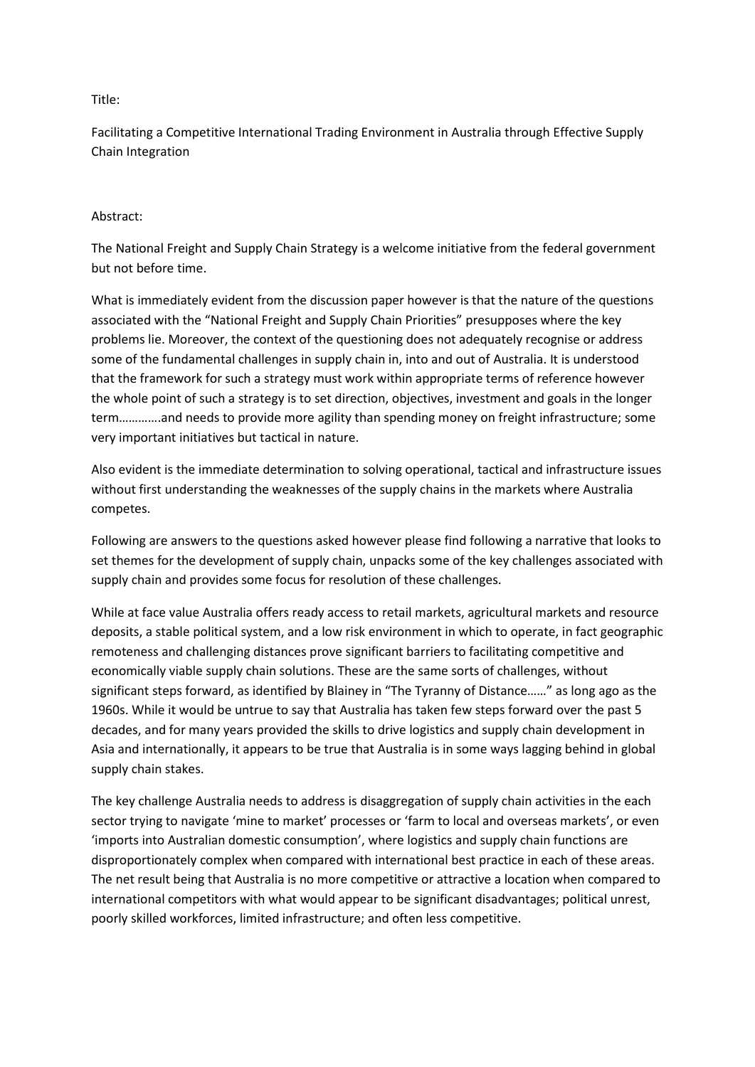Title:

Facilitating a Competitive International Trading Environment in Australia through Effective Supply Chain Integration

Abstract:

The National Freight and Supply Chain Strategy is a welcome initiative from the federal government but not before time.

What is immediately evident from the discussion paper however is that the nature of the questions associated with the "National Freight and Supply Chain Priorities" presupposes where the key problems lie. Moreover, the context of the questioning does not adequately recognise or address some of the fundamental challenges in supply chain in, into and out of Australia. It is understood that the framework for such a strategy must work within appropriate terms of reference however the whole point of such a strategy is to set direction, objectives, investment and goals in the longer term………….and needs to provide more agility than spending money on freight infrastructure; some very important initiatives but tactical in nature.

Also evident is the immediate determination to solving operational, tactical and infrastructure issues without first understanding the weaknesses of the supply chains in the markets where Australia competes.

Following are answers to the questions asked however please find following a narrative that looks to set themes for the development of supply chain, unpacks some of the key challenges associated with supply chain and provides some focus for resolution of these challenges.

While at face value Australia offers ready access to retail markets, agricultural markets and resource deposits, a stable political system, and a low risk environment in which to operate, in fact geographic remoteness and challenging distances prove significant barriers to facilitating competitive and economically viable supply chain solutions. These are the same sorts of challenges, without significant steps forward, as identified by Blainey in "The Tyranny of Distance……" as long ago as the 1960s. While it would be untrue to say that Australia has taken few steps forward over the past 5 decades, and for many years provided the skills to drive logistics and supply chain development in Asia and internationally, it appears to be true that Australia is in some ways lagging behind in global supply chain stakes.

The key challenge Australia needs to address is disaggregation of supply chain activities in the each sector trying to navigate 'mine to market' processes or 'farm to local and overseas markets', or even 'imports into Australian domestic consumption', where logistics and supply chain functions are disproportionately complex when compared with international best practice in each of these areas. The net result being that Australia is no more competitive or attractive a location when compared to international competitors with what would appear to be significant disadvantages; political unrest, poorly skilled workforces, limited infrastructure; and often less competitive.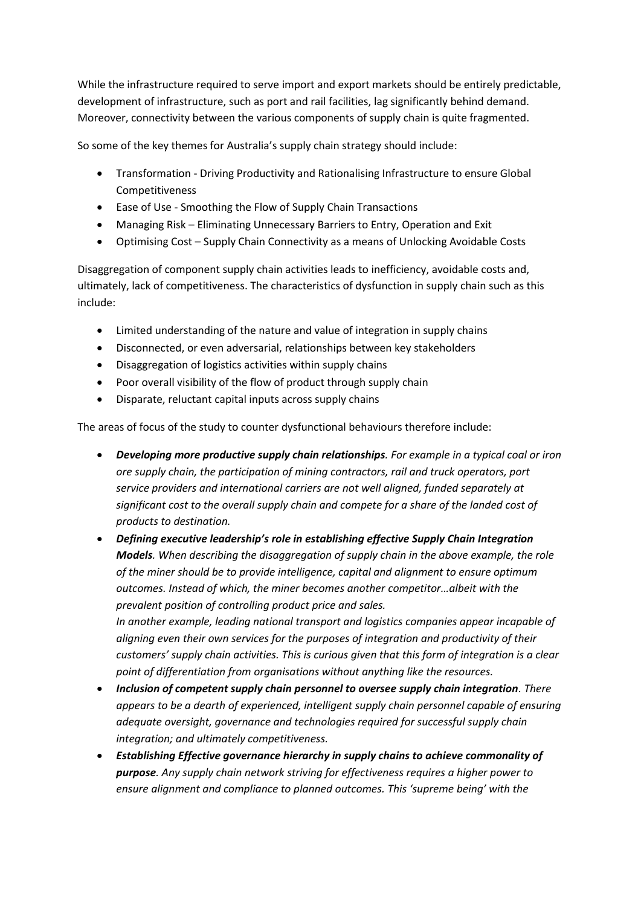While the infrastructure required to serve import and export markets should be entirely predictable, development of infrastructure, such as port and rail facilities, lag significantly behind demand. Moreover, connectivity between the various components of supply chain is quite fragmented.

So some of the key themes for Australia's supply chain strategy should include:

- Transformation - Driving Productivity and Rationalising Infrastructure to ensure Global Competitiveness
- Ease of Use - Smoothing the Flow of Supply Chain Transactions
- Managing Risk – Eliminating Unnecessary Barriers to Entry, Operation and Exit
- Optimising Cost – Supply Chain Connectivity as a means of Unlocking Avoidable Costs

Disaggregation of component supply chain activities leads to inefficiency, avoidable costs and, ultimately, lack of competitiveness. The characteristics of dysfunction in supply chain such as this include:

- Limited understanding of the nature and value of integration in supply chains
- Disconnected, or even adversarial, relationships between key stakeholders
- Disaggregation of logistics activities within supply chains
- Poor overall visibility of the flow of product through supply chain
- Disparate, reluctant capital inputs across supply chains

The areas of focus of the study to counter dysfunctional behaviours therefore include:

- ***Developing more productive supply chain relationships****. For example in a typical coal or iron ore supply chain, the participation of mining contractors, rail and truck operators, port service providers and international carriers are not well aligned, funded separately at significant cost to the overall supply chain and compete for a share of the landed cost of products to destination.*
- ***Defining executive leadership's role in establishing effective Supply Chain Integration Models****. When describing the disaggregation of supply chain in the above example, the role of the miner should be to provide intelligence, capital and alignment to ensure optimum outcomes. Instead of which, the miner becomes another competitor…albeit with the prevalent position of controlling product price and sales.*
  *In another example, leading national transport and logistics companies appear incapable of aligning even their own services for the purposes of integration and productivity of their customers' supply chain activities. This is curious given that this form of integration is a clear point of differentiation from organisations without anything like the resources.*
- ***Inclusion of competent supply chain personnel to oversee supply chain integration****. There appears to be a dearth of experienced, intelligent supply chain personnel capable of ensuring adequate oversight, governance and technologies required for successful supply chain integration; and ultimately competitiveness.*
- ***Establishing Effective governance hierarchy in supply chains to achieve commonality of purpose****. Any supply chain network striving for effectiveness requires a higher power to ensure alignment and compliance to planned outcomes. This 'supreme being' with the*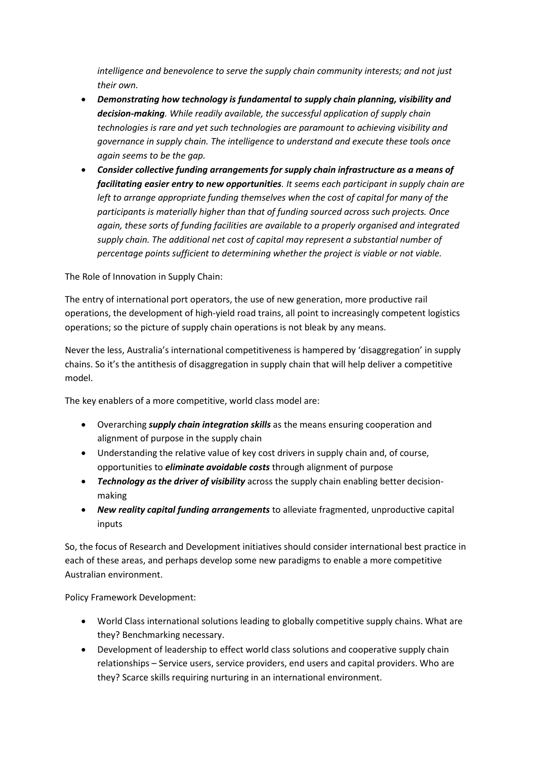*intelligence and benevolence to serve the supply chain community interests; and not just their own.*

- ***Demonstrating how technology is fundamental to supply chain planning, visibility and decision-making****. While readily available, the successful application of supply chain technologies is rare and yet such technologies are paramount to achieving visibility and governance in supply chain. The intelligence to understand and execute these tools once again seems to be the gap.*
- ***Consider collective funding arrangements for supply chain infrastructure as a means of facilitating easier entry to new opportunities****. It seems each participant in supply chain are left to arrange appropriate funding themselves when the cost of capital for many of the participants is materially higher than that of funding sourced across such projects. Once again, these sorts of funding facilities are available to a properly organised and integrated supply chain. The additional net cost of capital may represent a substantial number of percentage points sufficient to determining whether the project is viable or not viable.*

The Role of Innovation in Supply Chain:

The entry of international port operators, the use of new generation, more productive rail operations, the development of high-yield road trains, all point to increasingly competent logistics operations; so the picture of supply chain operations is not bleak by any means.

Never the less, Australia's international competitiveness is hampered by 'disaggregation' in supply chains. So it's the antithesis of disaggregation in supply chain that will help deliver a competitive model.

The key enablers of a more competitive, world class model are:

- Overarching ***supply chain integration skills*** as the means ensuring cooperation and alignment of purpose in the supply chain
- Understanding the relative value of key cost drivers in supply chain and, of course, opportunities to ***eliminate avoidable costs*** through alignment of purpose
- ***Technology as the driver of visibility*** across the supply chain enabling better decision-making
- ***New reality capital funding arrangements*** to alleviate fragmented, unproductive capital inputs

So, the focus of Research and Development initiatives should consider international best practice in each of these areas, and perhaps develop some new paradigms to enable a more competitive Australian environment.

Policy Framework Development:

- World Class international solutions leading to globally competitive supply chains. What are they? Benchmarking necessary.
- Development of leadership to effect world class solutions and cooperative supply chain relationships – Service users, service providers, end users and capital providers. Who are they? Scarce skills requiring nurturing in an international environment.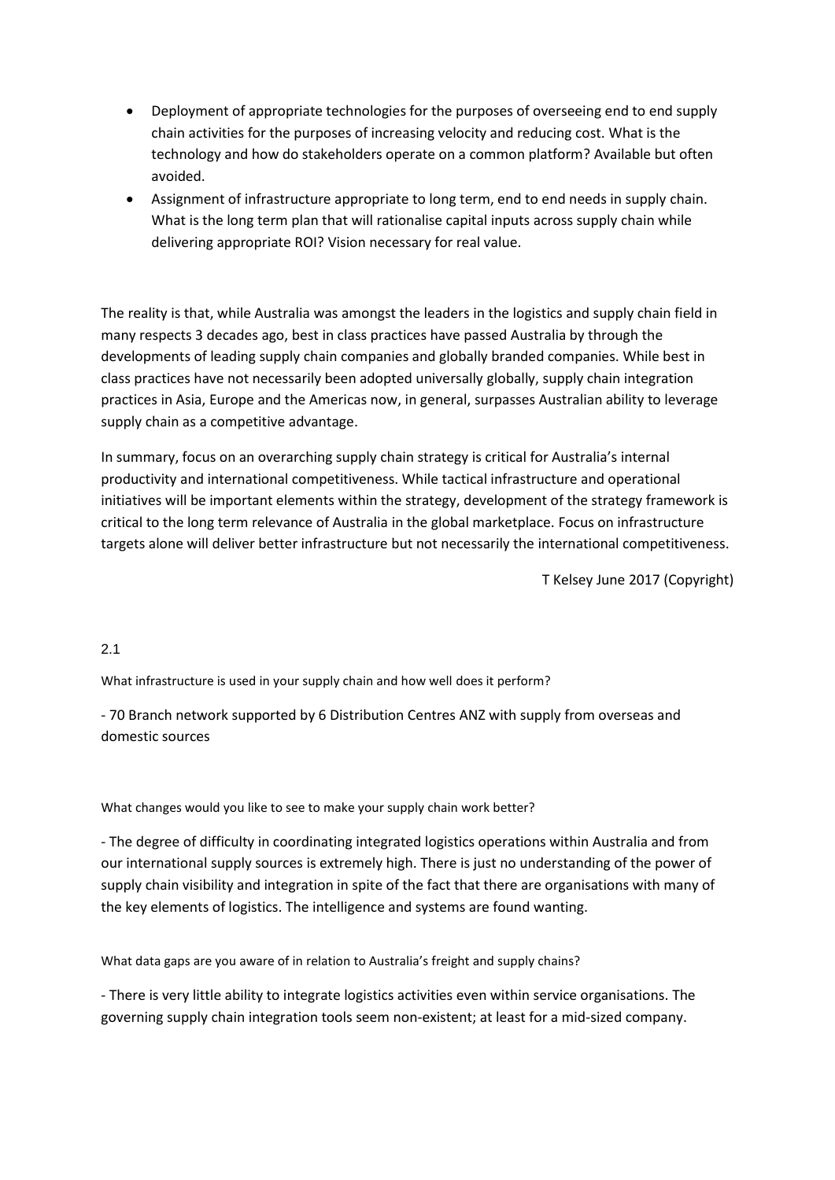- Deployment of appropriate technologies for the purposes of overseeing end to end supply chain activities for the purposes of increasing velocity and reducing cost. What is the technology and how do stakeholders operate on a common platform? Available but often avoided.
- Assignment of infrastructure appropriate to long term, end to end needs in supply chain. What is the long term plan that will rationalise capital inputs across supply chain while delivering appropriate ROI? Vision necessary for real value.

The reality is that, while Australia was amongst the leaders in the logistics and supply chain field in many respects 3 decades ago, best in class practices have passed Australia by through the developments of leading supply chain companies and globally branded companies. While best in class practices have not necessarily been adopted universally globally, supply chain integration practices in Asia, Europe and the Americas now, in general, surpasses Australian ability to leverage supply chain as a competitive advantage.

In summary, focus on an overarching supply chain strategy is critical for Australia's internal productivity and international competitiveness. While tactical infrastructure and operational initiatives will be important elements within the strategy, development of the strategy framework is critical to the long term relevance of Australia in the global marketplace. Focus on infrastructure targets alone will deliver better infrastructure but not necessarily the international competitiveness.

T Kelsey June 2017 (Copyright)

2.1

What infrastructure is used in your supply chain and how well does it perform?

- 70 Branch network supported by 6 Distribution Centres ANZ with supply from overseas and domestic sources

What changes would you like to see to make your supply chain work better?

- The degree of difficulty in coordinating integrated logistics operations within Australia and from our international supply sources is extremely high. There is just no understanding of the power of supply chain visibility and integration in spite of the fact that there are organisations with many of the key elements of logistics. The intelligence and systems are found wanting.

What data gaps are you aware of in relation to Australia's freight and supply chains?

- There is very little ability to integrate logistics activities even within service organisations. The governing supply chain integration tools seem non-existent; at least for a mid-sized company.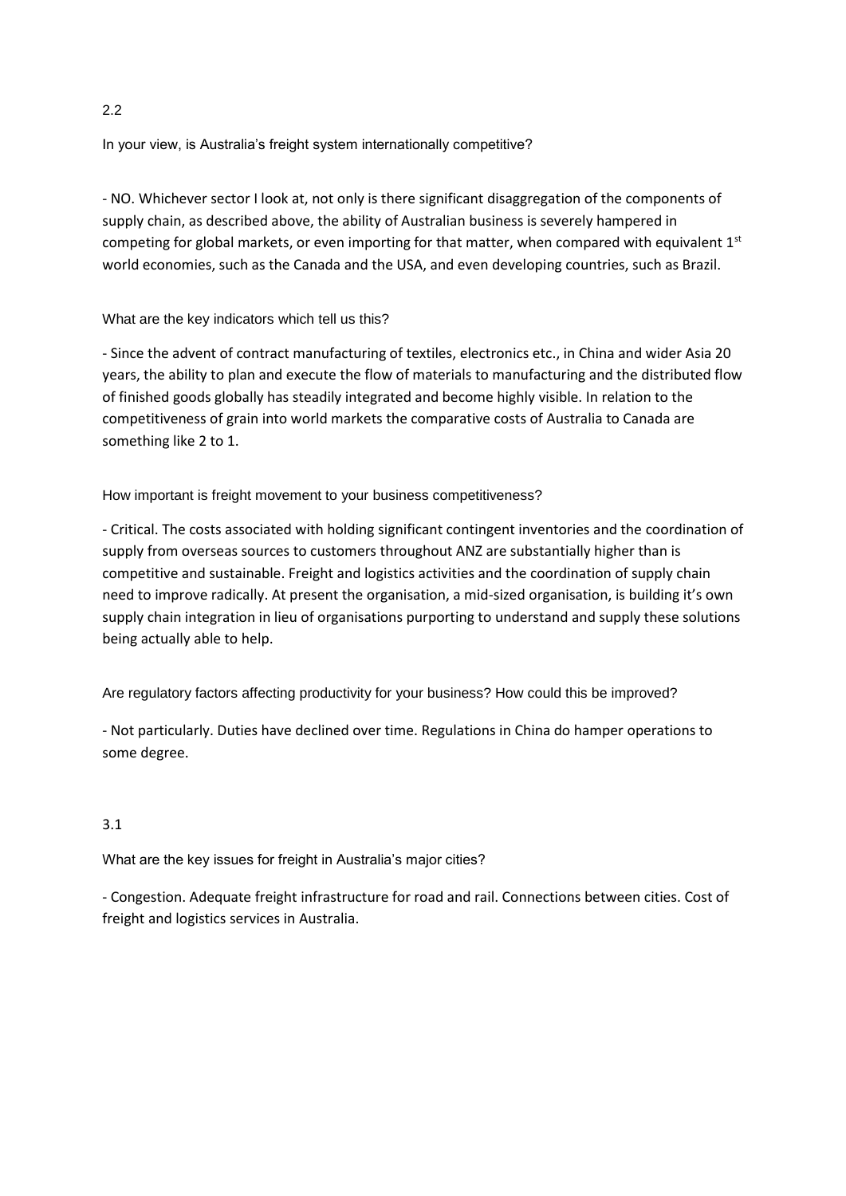## 2.2

In your view, is Australia's freight system internationally competitive?

- NO. Whichever sector I look at, not only is there significant disaggregation of the components of supply chain, as described above, the ability of Australian business is severely hampered in competing for global markets, or even importing for that matter, when compared with equivalent 1st world economies, such as the Canada and the USA, and even developing countries, such as Brazil.

What are the key indicators which tell us this?

- Since the advent of contract manufacturing of textiles, electronics etc., in China and wider Asia 20 years, the ability to plan and execute the flow of materials to manufacturing and the distributed flow of finished goods globally has steadily integrated and become highly visible. In relation to the competitiveness of grain into world markets the comparative costs of Australia to Canada are something like 2 to 1.

How important is freight movement to your business competitiveness?

- Critical. The costs associated with holding significant contingent inventories and the coordination of supply from overseas sources to customers throughout ANZ are substantially higher than is competitive and sustainable. Freight and logistics activities and the coordination of supply chain need to improve radically. At present the organisation, a mid-sized organisation, is building it's own supply chain integration in lieu of organisations purporting to understand and supply these solutions being actually able to help.

Are regulatory factors affecting productivity for your business? How could this be improved?

- Not particularly. Duties have declined over time. Regulations in China do hamper operations to some degree.

## 3.1

What are the key issues for freight in Australia's major cities?

- Congestion. Adequate freight infrastructure for road and rail. Connections between cities. Cost of freight and logistics services in Australia.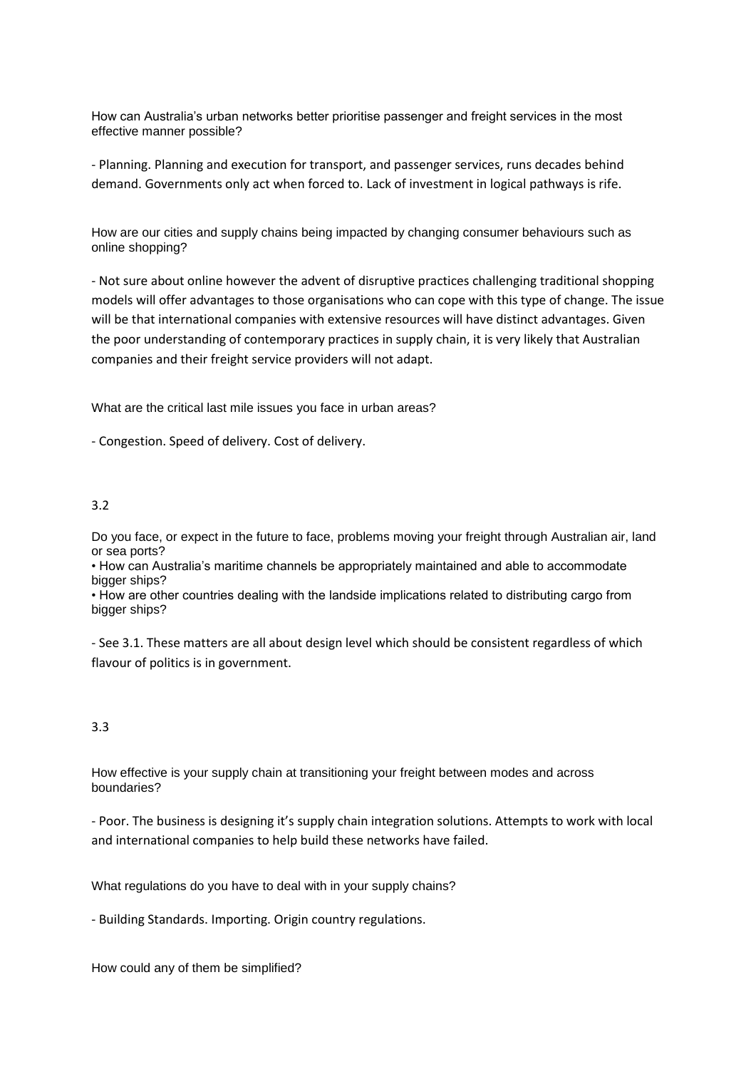How can Australia's urban networks better prioritise passenger and freight services in the most effective manner possible?

- Planning. Planning and execution for transport, and passenger services, runs decades behind demand. Governments only act when forced to. Lack of investment in logical pathways is rife.

How are our cities and supply chains being impacted by changing consumer behaviours such as online shopping?

- Not sure about online however the advent of disruptive practices challenging traditional shopping models will offer advantages to those organisations who can cope with this type of change. The issue will be that international companies with extensive resources will have distinct advantages. Given the poor understanding of contemporary practices in supply chain, it is very likely that Australian companies and their freight service providers will not adapt.

What are the critical last mile issues you face in urban areas?

- Congestion. Speed of delivery. Cost of delivery.

3.2

Do you face, or expect in the future to face, problems moving your freight through Australian air, land or sea ports?

• How can Australia's maritime channels be appropriately maintained and able to accommodate bigger ships?

• How are other countries dealing with the landside implications related to distributing cargo from bigger ships?

- See 3.1. These matters are all about design level which should be consistent regardless of which flavour of politics is in government.

3.3

How effective is your supply chain at transitioning your freight between modes and across boundaries?

- Poor. The business is designing it's supply chain integration solutions. Attempts to work with local and international companies to help build these networks have failed.

What regulations do you have to deal with in your supply chains?

- Building Standards. Importing. Origin country regulations.

How could any of them be simplified?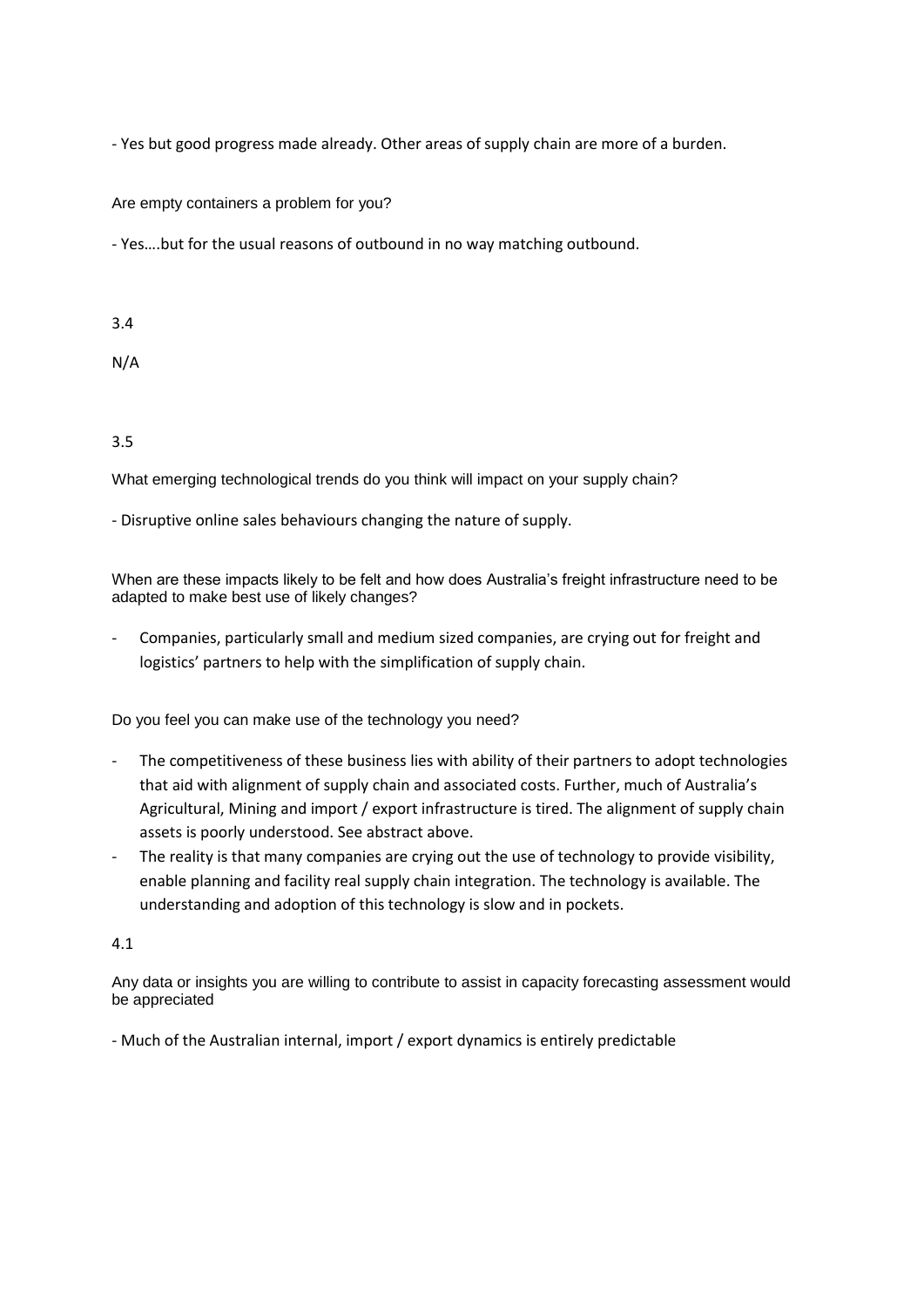- Yes but good progress made already. Other areas of supply chain are more of a burden.

Are empty containers a problem for you?

- Yes….but for the usual reasons of outbound in no way matching outbound.

3.4

N/A

3.5

What emerging technological trends do you think will impact on your supply chain?

- Disruptive online sales behaviours changing the nature of supply.

When are these impacts likely to be felt and how does Australia's freight infrastructure need to be adapted to make best use of likely changes?

- Companies, particularly small and medium sized companies, are crying out for freight and logistics' partners to help with the simplification of supply chain.

Do you feel you can make use of the technology you need?

- The competitiveness of these business lies with ability of their partners to adopt technologies that aid with alignment of supply chain and associated costs. Further, much of Australia's Agricultural, Mining and import / export infrastructure is tired. The alignment of supply chain assets is poorly understood. See abstract above.
- The reality is that many companies are crying out the use of technology to provide visibility, enable planning and facility real supply chain integration. The technology is available. The understanding and adoption of this technology is slow and in pockets.

4.1

Any data or insights you are willing to contribute to assist in capacity forecasting assessment would be appreciated

- Much of the Australian internal, import / export dynamics is entirely predictable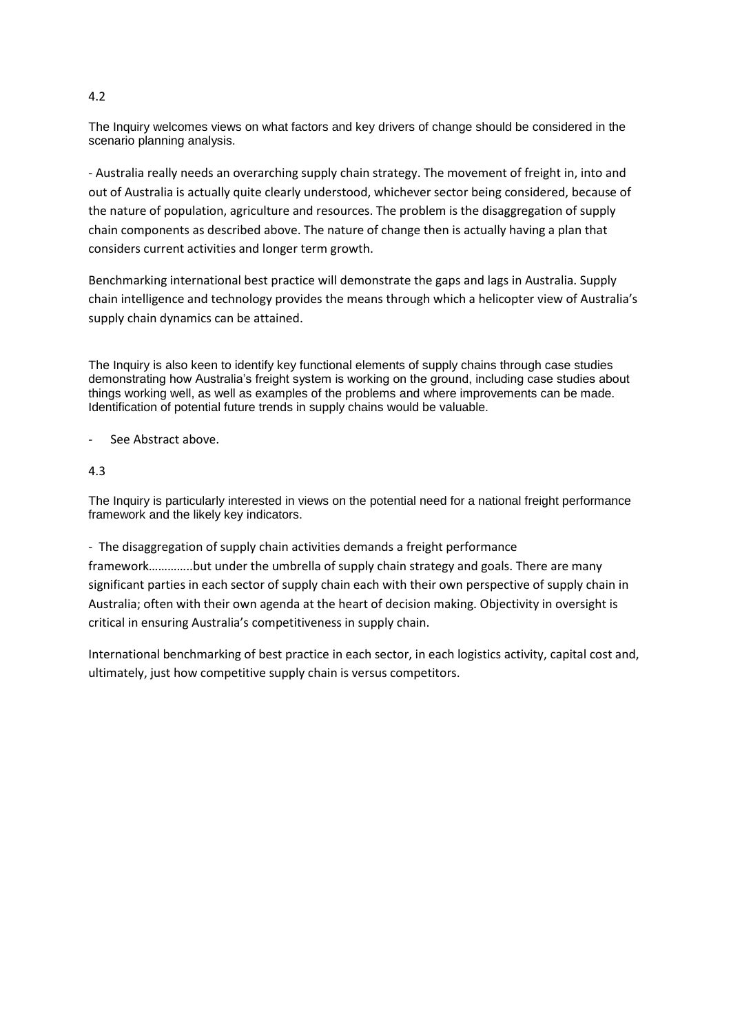4.2

The Inquiry welcomes views on what factors and key drivers of change should be considered in the scenario planning analysis.

- Australia really needs an overarching supply chain strategy. The movement of freight in, into and out of Australia is actually quite clearly understood, whichever sector being considered, because of the nature of population, agriculture and resources. The problem is the disaggregation of supply chain components as described above. The nature of change then is actually having a plan that considers current activities and longer term growth.

Benchmarking international best practice will demonstrate the gaps and lags in Australia. Supply chain intelligence and technology provides the means through which a helicopter view of Australia's supply chain dynamics can be attained.

The Inquiry is also keen to identify key functional elements of supply chains through case studies demonstrating how Australia's freight system is working on the ground, including case studies about things working well, as well as examples of the problems and where improvements can be made. Identification of potential future trends in supply chains would be valuable.

- See Abstract above.

4.3

The Inquiry is particularly interested in views on the potential need for a national freight performance framework and the likely key indicators.

- The disaggregation of supply chain activities demands a freight performance framework………….but under the umbrella of supply chain strategy and goals. There are many significant parties in each sector of supply chain each with their own perspective of supply chain in Australia; often with their own agenda at the heart of decision making. Objectivity in oversight is critical in ensuring Australia's competitiveness in supply chain.

International benchmarking of best practice in each sector, in each logistics activity, capital cost and, ultimately, just how competitive supply chain is versus competitors.